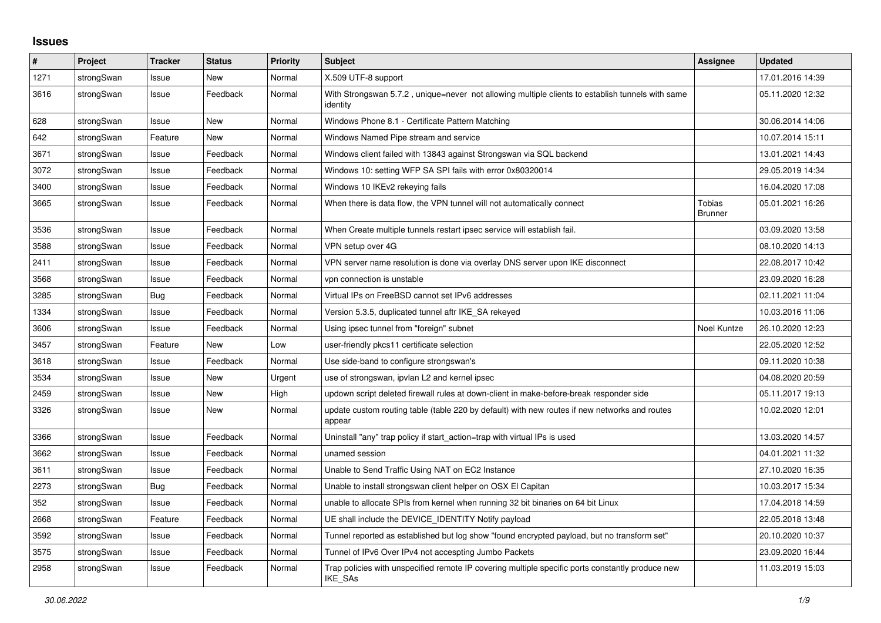# Issues

| # | Project | Tracker | Status | Priority | Subject | Assignee | Updated |
|---|---|---|---|---|---|---|---|
| 1271 | strongSwan | Issue | New | Normal | X.509 UTF-8 support | | 17.01.2016 14:39 |
| 3616 | strongSwan | Issue | Feedback | Normal | With Strongswan 5.7.2 , unique=never not allowing multiple clients to establish tunnels with same identity | | 05.11.2020 12:32 |
| 628 | strongSwan | Issue | New | Normal | Windows Phone 8.1 - Certificate Pattern Matching | | 30.06.2014 14:06 |
| 642 | strongSwan | Feature | New | Normal | Windows Named Pipe stream and service | | 10.07.2014 15:11 |
| 3671 | strongSwan | Issue | Feedback | Normal | Windows client failed with 13843 against Strongswan via SQL backend | | 13.01.2021 14:43 |
| 3072 | strongSwan | Issue | Feedback | Normal | Windows 10: setting WFP SA SPI fails with error 0x80320014 | | 29.05.2019 14:34 |
| 3400 | strongSwan | Issue | Feedback | Normal | Windows 10 IKEv2 rekeying fails | | 16.04.2020 17:08 |
| 3665 | strongSwan | Issue | Feedback | Normal | When there is data flow, the VPN tunnel will not automatically connect | Tobias Brunner | 05.01.2021 16:26 |
| 3536 | strongSwan | Issue | Feedback | Normal | When Create multiple tunnels restart ipsec service will establish fail. | | 03.09.2020 13:58 |
| 3588 | strongSwan | Issue | Feedback | Normal | VPN setup over 4G | | 08.10.2020 14:13 |
| 2411 | strongSwan | Issue | Feedback | Normal | VPN server name resolution is done via overlay DNS server upon IKE disconnect | | 22.08.2017 10:42 |
| 3568 | strongSwan | Issue | Feedback | Normal | vpn connection is unstable | | 23.09.2020 16:28 |
| 3285 | strongSwan | Bug | Feedback | Normal | Virtual IPs on FreeBSD cannot set IPv6 addresses | | 02.11.2021 11:04 |
| 1334 | strongSwan | Issue | Feedback | Normal | Version 5.3.5, duplicated tunnel aftr IKE_SA rekeyed | | 10.03.2016 11:06 |
| 3606 | strongSwan | Issue | Feedback | Normal | Using ipsec tunnel from "foreign" subnet | Noel Kuntze | 26.10.2020 12:23 |
| 3457 | strongSwan | Feature | New | Low | user-friendly pkcs11 certificate selection | | 22.05.2020 12:52 |
| 3618 | strongSwan | Issue | Feedback | Normal | Use side-band to configure strongswan's | | 09.11.2020 10:38 |
| 3534 | strongSwan | Issue | New | Urgent | use of strongswan, ipvlan L2 and kernel ipsec | | 04.08.2020 20:59 |
| 2459 | strongSwan | Issue | New | High | updown script deleted firewall rules at down-client in make-before-break responder side | | 05.11.2017 19:13 |
| 3326 | strongSwan | Issue | New | Normal | update custom routing table (table 220 by default) with new routes if new networks and routes appear | | 10.02.2020 12:01 |
| 3366 | strongSwan | Issue | Feedback | Normal | Uninstall "any" trap policy if start_action=trap with virtual IPs is used | | 13.03.2020 14:57 |
| 3662 | strongSwan | Issue | Feedback | Normal | unamed session | | 04.01.2021 11:32 |
| 3611 | strongSwan | Issue | Feedback | Normal | Unable to Send Traffic Using NAT on EC2 Instance | | 27.10.2020 16:35 |
| 2273 | strongSwan | Bug | Feedback | Normal | Unable to install strongswan client helper on OSX El Capitan | | 10.03.2017 15:34 |
| 352 | strongSwan | Issue | Feedback | Normal | unable to allocate SPIs from kernel when running 32 bit binaries on 64 bit Linux | | 17.04.2018 14:59 |
| 2668 | strongSwan | Feature | Feedback | Normal | UE shall include the DEVICE_IDENTITY Notify payload | | 22.05.2018 13:48 |
| 3592 | strongSwan | Issue | Feedback | Normal | Tunnel reported as established but log show "found encrypted payload, but no transform set" | | 20.10.2020 10:37 |
| 3575 | strongSwan | Issue | Feedback | Normal | Tunnel of IPv6 Over IPv4 not accespting Jumbo Packets | | 23.09.2020 16:44 |
| 2958 | strongSwan | Issue | Feedback | Normal | Trap policies with unspecified remote IP covering multiple specific ports constantly produce new IKE_SAs | | 11.03.2019 15:03 |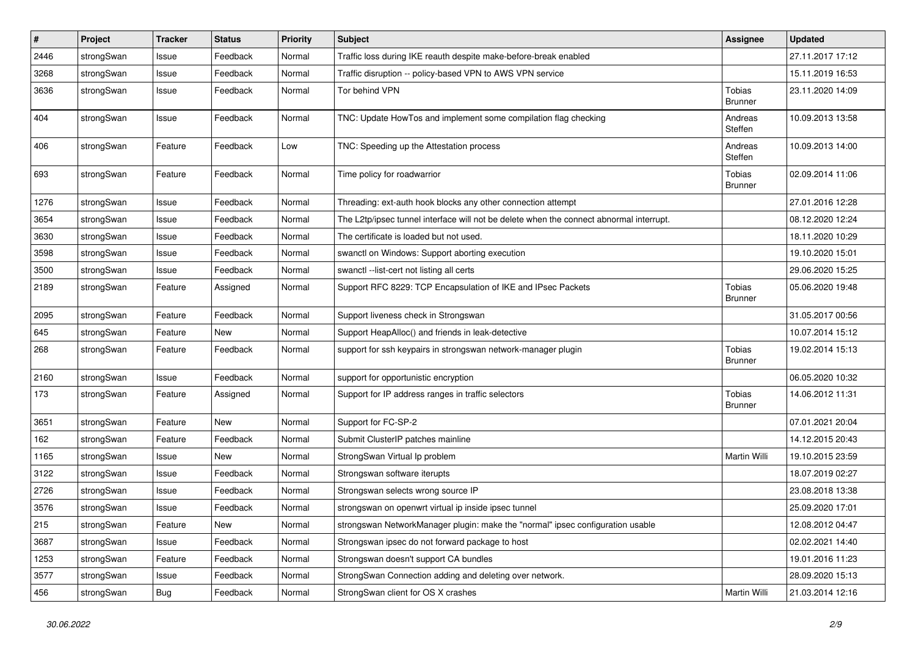| # | Project | Tracker | Status | Priority | Subject | Assignee | Updated |
|---|---|---|---|---|---|---|---|
| 2446 | strongSwan | Issue | Feedback | Normal | Traffic loss during IKE reauth despite make-before-break enabled | | 27.11.2017 17:12 |
| 3268 | strongSwan | Issue | Feedback | Normal | Traffic disruption -- policy-based VPN to AWS VPN service | | 15.11.2019 16:53 |
| 3636 | strongSwan | Issue | Feedback | Normal | Tor behind VPN | Tobias Brunner | 23.11.2020 14:09 |
| 404 | strongSwan | Issue | Feedback | Normal | TNC: Update HowTos and implement some compilation flag checking | Andreas Steffen | 10.09.2013 13:58 |
| 406 | strongSwan | Feature | Feedback | Low | TNC: Speeding up the Attestation process | Andreas Steffen | 10.09.2013 14:00 |
| 693 | strongSwan | Feature | Feedback | Normal | Time policy for roadwarrior | Tobias Brunner | 02.09.2014 11:06 |
| 1276 | strongSwan | Issue | Feedback | Normal | Threading: ext-auth hook blocks any other connection attempt | | 27.01.2016 12:28 |
| 3654 | strongSwan | Issue | Feedback | Normal | The L2tp/ipsec tunnel interface will not be delete when the connect abnormal interrupt. | | 08.12.2020 12:24 |
| 3630 | strongSwan | Issue | Feedback | Normal | The certificate is loaded but not used. | | 18.11.2020 10:29 |
| 3598 | strongSwan | Issue | Feedback | Normal | swanctl on Windows: Support aborting execution | | 19.10.2020 15:01 |
| 3500 | strongSwan | Issue | Feedback | Normal | swanctl --list-cert not listing all certs | | 29.06.2020 15:25 |
| 2189 | strongSwan | Feature | Assigned | Normal | Support RFC 8229: TCP Encapsulation of IKE and IPsec Packets | Tobias Brunner | 05.06.2020 19:48 |
| 2095 | strongSwan | Feature | Feedback | Normal | Support liveness check in Strongswan | | 31.05.2017 00:56 |
| 645 | strongSwan | Feature | New | Normal | Support HeapAlloc() and friends in leak-detective | | 10.07.2014 15:12 |
| 268 | strongSwan | Feature | Feedback | Normal | support for ssh keypairs in strongswan network-manager plugin | Tobias Brunner | 19.02.2014 15:13 |
| 2160 | strongSwan | Issue | Feedback | Normal | support for opportunistic encryption | | 06.05.2020 10:32 |
| 173 | strongSwan | Feature | Assigned | Normal | Support for IP address ranges in traffic selectors | Tobias Brunner | 14.06.2012 11:31 |
| 3651 | strongSwan | Feature | New | Normal | Support for FC-SP-2 | | 07.01.2021 20:04 |
| 162 | strongSwan | Feature | Feedback | Normal | Submit ClusterIP patches mainline | | 14.12.2015 20:43 |
| 1165 | strongSwan | Issue | New | Normal | StrongSwan Virtual Ip problem | Martin Willi | 19.10.2015 23:59 |
| 3122 | strongSwan | Issue | Feedback | Normal | Strongswan software iterupts | | 18.07.2019 02:27 |
| 2726 | strongSwan | Issue | Feedback | Normal | Strongswan selects wrong source IP | | 23.08.2018 13:38 |
| 3576 | strongSwan | Issue | Feedback | Normal | strongswan on openwrt virtual ip inside ipsec tunnel | | 25.09.2020 17:01 |
| 215 | strongSwan | Feature | New | Normal | strongswan NetworkManager plugin: make the "normal" ipsec configuration usable | | 12.08.2012 04:47 |
| 3687 | strongSwan | Issue | Feedback | Normal | Strongswan ipsec do not forward package to host | | 02.02.2021 14:40 |
| 1253 | strongSwan | Feature | Feedback | Normal | Strongswan doesn't support CA bundles | | 19.01.2016 11:23 |
| 3577 | strongSwan | Issue | Feedback | Normal | StrongSwan Connection adding and deleting over network. | | 28.09.2020 15:13 |
| 456 | strongSwan | Bug | Feedback | Normal | StrongSwan client for OS X crashes | Martin Willi | 21.03.2014 12:16 |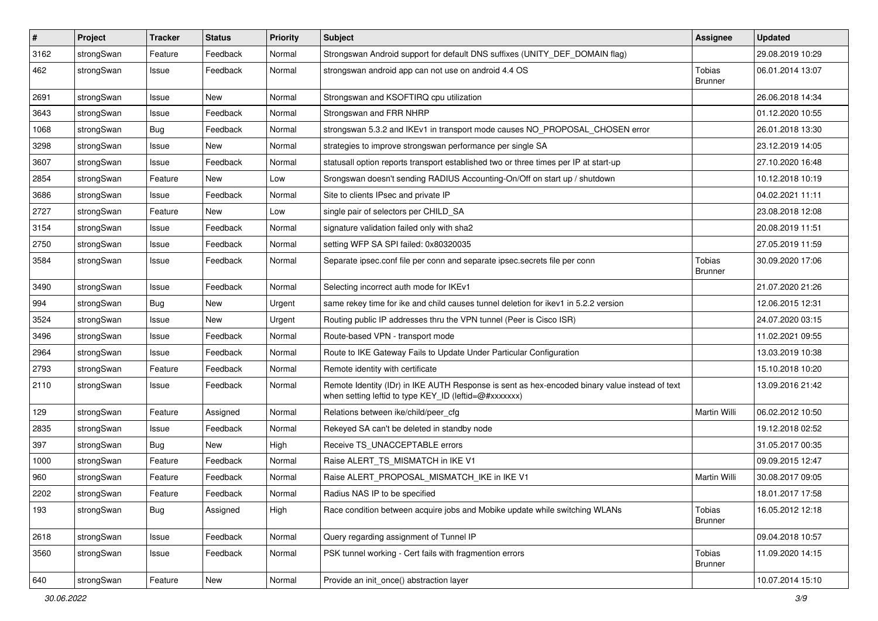| # | Project | Tracker | Status | Priority | Subject | Assignee | Updated |
|---|---|---|---|---|---|---|---|
| 3162 | strongSwan | Feature | Feedback | Normal | Strongswan Android support for default DNS suffixes (UNITY_DEF_DOMAIN flag) | | 29.08.2019 10:29 |
| 462 | strongSwan | Issue | Feedback | Normal | strongswan android app can not use on android 4.4 OS | Tobias Brunner | 06.01.2014 13:07 |
| 2691 | strongSwan | Issue | New | Normal | Strongswan and KSOFTIRQ cpu utilization | | 26.06.2018 14:34 |
| 3643 | strongSwan | Issue | Feedback | Normal | Strongswan and FRR NHRP | | 01.12.2020 10:55 |
| 1068 | strongSwan | Bug | Feedback | Normal | strongswan 5.3.2 and IKEv1 in transport mode causes NO_PROPOSAL_CHOSEN error | | 26.01.2018 13:30 |
| 3298 | strongSwan | Issue | New | Normal | strategies to improve strongswan performance per single SA | | 23.12.2019 14:05 |
| 3607 | strongSwan | Issue | Feedback | Normal | statusall option reports transport established two or three times per IP at start-up | | 27.10.2020 16:48 |
| 2854 | strongSwan | Feature | New | Low | Srongswan doesn't sending RADIUS Accounting-On/Off on start up / shutdown | | 10.12.2018 10:19 |
| 3686 | strongSwan | Issue | Feedback | Normal | Site to clients IPsec and private IP | | 04.02.2021 11:11 |
| 2727 | strongSwan | Feature | New | Low | single pair of selectors per CHILD_SA | | 23.08.2018 12:08 |
| 3154 | strongSwan | Issue | Feedback | Normal | signature validation failed only with sha2 | | 20.08.2019 11:51 |
| 2750 | strongSwan | Issue | Feedback | Normal | setting WFP SA SPI failed: 0x80320035 | | 27.05.2019 11:59 |
| 3584 | strongSwan | Issue | Feedback | Normal | Separate ipsec.conf file per conn and separate ipsec.secrets file per conn | Tobias Brunner | 30.09.2020 17:06 |
| 3490 | strongSwan | Issue | Feedback | Normal | Selecting incorrect auth mode for IKEv1 | | 21.07.2020 21:26 |
| 994 | strongSwan | Bug | New | Urgent | same rekey time for ike and child causes tunnel deletion for ikev1 in 5.2.2 version | | 12.06.2015 12:31 |
| 3524 | strongSwan | Issue | New | Urgent | Routing public IP addresses thru the VPN tunnel (Peer is Cisco ISR) | | 24.07.2020 03:15 |
| 3496 | strongSwan | Issue | Feedback | Normal | Route-based VPN - transport mode | | 11.02.2021 09:55 |
| 2964 | strongSwan | Issue | Feedback | Normal | Route to IKE Gateway Fails to Update Under Particular Configuration | | 13.03.2019 10:38 |
| 2793 | strongSwan | Feature | Feedback | Normal | Remote identity with certificate | | 15.10.2018 10:20 |
| 2110 | strongSwan | Issue | Feedback | Normal | Remote Identity (IDr) in IKE AUTH Response is sent as hex-encoded binary value instead of text when setting leftid to type KEY_ID (leftid=@#xxxxxxx) | | 13.09.2016 21:42 |
| 129 | strongSwan | Feature | Assigned | Normal | Relations between ike/child/peer_cfg | Martin Willi | 06.02.2012 10:50 |
| 2835 | strongSwan | Issue | Feedback | Normal | Rekeyed SA can't be deleted in standby node | | 19.12.2018 02:52 |
| 397 | strongSwan | Bug | New | High | Receive TS_UNACCEPTABLE errors | | 31.05.2017 00:35 |
| 1000 | strongSwan | Feature | Feedback | Normal | Raise ALERT_TS_MISMATCH in IKE V1 | | 09.09.2015 12:47 |
| 960 | strongSwan | Feature | Feedback | Normal | Raise ALERT_PROPOSAL_MISMATCH_IKE in IKE V1 | Martin Willi | 30.08.2017 09:05 |
| 2202 | strongSwan | Feature | Feedback | Normal | Radius NAS IP to be specified | | 18.01.2017 17:58 |
| 193 | strongSwan | Bug | Assigned | High | Race condition between acquire jobs and Mobike update while switching WLANs | Tobias Brunner | 16.05.2012 12:18 |
| 2618 | strongSwan | Issue | Feedback | Normal | Query regarding assignment of Tunnel IP | | 09.04.2018 10:57 |
| 3560 | strongSwan | Issue | Feedback | Normal | PSK tunnel working - Cert fails with fragmention errors | Tobias Brunner | 11.09.2020 14:15 |
| 640 | strongSwan | Feature | New | Normal | Provide an init_once() abstraction layer | | 10.07.2014 15:10 |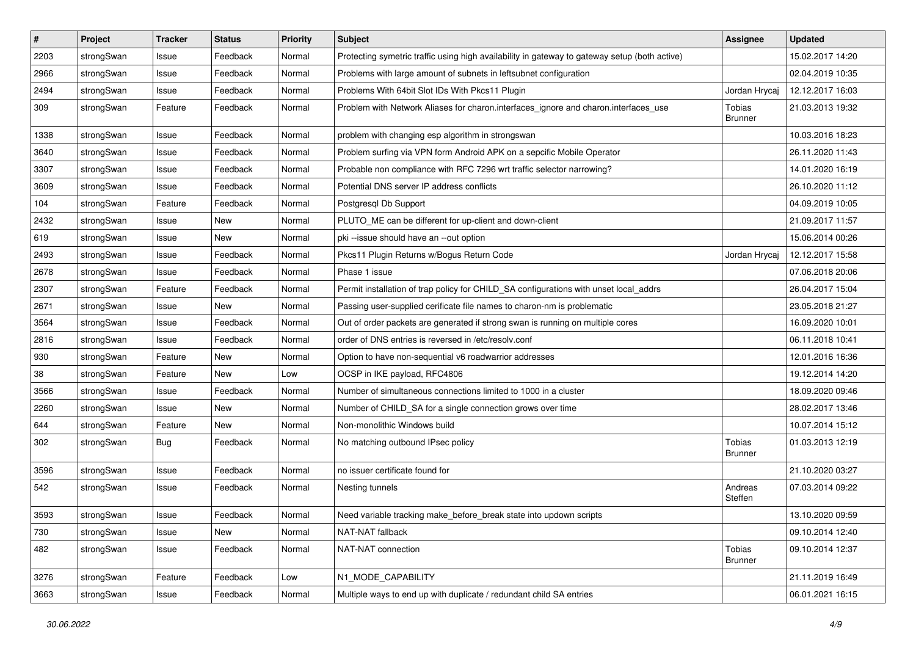| # | Project | Tracker | Status | Priority | Subject | Assignee | Updated |
|---|---|---|---|---|---|---|---|
| 2203 | strongSwan | Issue | Feedback | Normal | Protecting symetric traffic using high availability in gateway to gateway setup (both active) | | 15.02.2017 14:20 |
| 2966 | strongSwan | Issue | Feedback | Normal | Problems with large amount of subnets in leftsubnet configuration | | 02.04.2019 10:35 |
| 2494 | strongSwan | Issue | Feedback | Normal | Problems With 64bit Slot IDs With Pkcs11 Plugin | Jordan Hrycaj | 12.12.2017 16:03 |
| 309 | strongSwan | Feature | Feedback | Normal | Problem with Network Aliases for charon.interfaces_ignore and charon.interfaces_use | Tobias Brunner | 21.03.2013 19:32 |
| 1338 | strongSwan | Issue | Feedback | Normal | problem with changing esp algorithm in strongswan | | 10.03.2016 18:23 |
| 3640 | strongSwan | Issue | Feedback | Normal | Problem surfing via VPN form Android APK on a sepcific Mobile Operator | | 26.11.2020 11:43 |
| 3307 | strongSwan | Issue | Feedback | Normal | Probable non compliance with RFC 7296 wrt traffic selector narrowing? | | 14.01.2020 16:19 |
| 3609 | strongSwan | Issue | Feedback | Normal | Potential DNS server IP address conflicts | | 26.10.2020 11:12 |
| 104 | strongSwan | Feature | Feedback | Normal | Postgresql Db Support | | 04.09.2019 10:05 |
| 2432 | strongSwan | Issue | New | Normal | PLUTO_ME can be different for up-client and down-client | | 21.09.2017 11:57 |
| 619 | strongSwan | Issue | New | Normal | pki --issue should have an --out option | | 15.06.2014 00:26 |
| 2493 | strongSwan | Issue | Feedback | Normal | Pkcs11 Plugin Returns w/Bogus Return Code | Jordan Hrycaj | 12.12.2017 15:58 |
| 2678 | strongSwan | Issue | Feedback | Normal | Phase 1 issue | | 07.06.2018 20:06 |
| 2307 | strongSwan | Feature | Feedback | Normal | Permit installation of trap policy for CHILD_SA configurations with unset local_addrs | | 26.04.2017 15:04 |
| 2671 | strongSwan | Issue | New | Normal | Passing user-supplied cerificate file names to charon-nm is problematic | | 23.05.2018 21:27 |
| 3564 | strongSwan | Issue | Feedback | Normal | Out of order packets are generated if strong swan is running on multiple cores | | 16.09.2020 10:01 |
| 2816 | strongSwan | Issue | Feedback | Normal | order of DNS entries is reversed in /etc/resolv.conf | | 06.11.2018 10:41 |
| 930 | strongSwan | Feature | New | Normal | Option to have non-sequential v6 roadwarrior addresses | | 12.01.2016 16:36 |
| 38 | strongSwan | Feature | New | Low | OCSP in IKE payload, RFC4806 | | 19.12.2014 14:20 |
| 3566 | strongSwan | Issue | Feedback | Normal | Number of simultaneous connections limited to 1000 in a cluster | | 18.09.2020 09:46 |
| 2260 | strongSwan | Issue | New | Normal | Number of CHILD_SA for a single connection grows over time | | 28.02.2017 13:46 |
| 644 | strongSwan | Feature | New | Normal | Non-monolithic Windows build | | 10.07.2014 15:12 |
| 302 | strongSwan | Bug | Feedback | Normal | No matching outbound IPsec policy | Tobias Brunner | 01.03.2013 12:19 |
| 3596 | strongSwan | Issue | Feedback | Normal | no issuer certificate found for | | 21.10.2020 03:27 |
| 542 | strongSwan | Issue | Feedback | Normal | Nesting tunnels | Andreas Steffen | 07.03.2014 09:22 |
| 3593 | strongSwan | Issue | Feedback | Normal | Need variable tracking make_before_break state into updown scripts | | 13.10.2020 09:59 |
| 730 | strongSwan | Issue | New | Normal | NAT-NAT fallback | | 09.10.2014 12:40 |
| 482 | strongSwan | Issue | Feedback | Normal | NAT-NAT connection | Tobias Brunner | 09.10.2014 12:37 |
| 3276 | strongSwan | Feature | Feedback | Low | N1_MODE_CAPABILITY | | 21.11.2019 16:49 |
| 3663 | strongSwan | Issue | Feedback | Normal | Multiple ways to end up with duplicate / redundant child SA entries | | 06.01.2021 16:15 |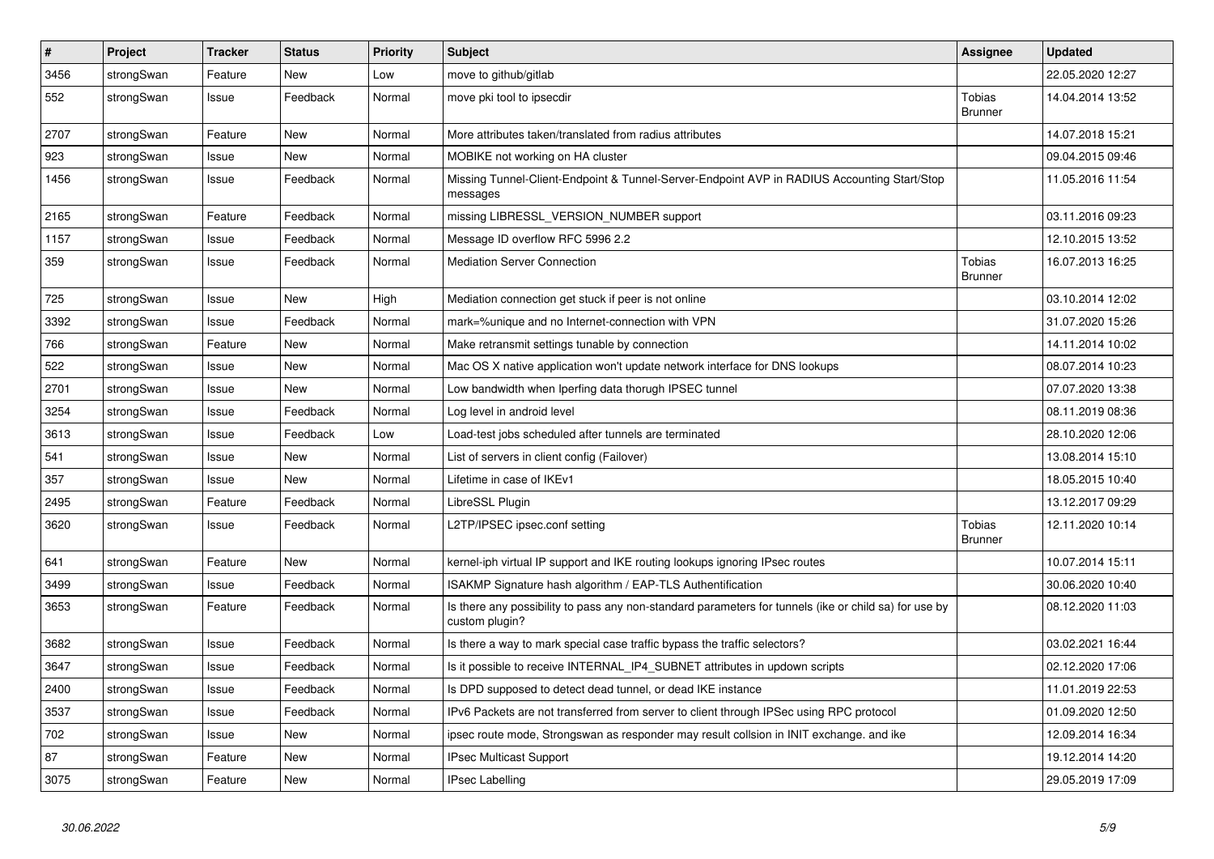| # | Project | Tracker | Status | Priority | Subject | Assignee | Updated |
|---|---|---|---|---|---|---|---|
| 3456 | strongSwan | Feature | New | Low | move to github/gitlab | | 22.05.2020 12:27 |
| 552 | strongSwan | Issue | Feedback | Normal | move pki tool to ipsecdir | Tobias Brunner | 14.04.2014 13:52 |
| 2707 | strongSwan | Feature | New | Normal | More attributes taken/translated from radius attributes | | 14.07.2018 15:21 |
| 923 | strongSwan | Issue | New | Normal | MOBIKE not working on HA cluster | | 09.04.2015 09:46 |
| 1456 | strongSwan | Issue | Feedback | Normal | Missing Tunnel-Client-Endpoint & Tunnel-Server-Endpoint AVP in RADIUS Accounting Start/Stop messages | | 11.05.2016 11:54 |
| 2165 | strongSwan | Feature | Feedback | Normal | missing LIBRESSL_VERSION_NUMBER support | | 03.11.2016 09:23 |
| 1157 | strongSwan | Issue | Feedback | Normal | Message ID overflow RFC 5996 2.2 | | 12.10.2015 13:52 |
| 359 | strongSwan | Issue | Feedback | Normal | Mediation Server Connection | Tobias Brunner | 16.07.2013 16:25 |
| 725 | strongSwan | Issue | New | High | Mediation connection get stuck if peer is not online | | 03.10.2014 12:02 |
| 3392 | strongSwan | Issue | Feedback | Normal | mark=%unique and no Internet-connection with VPN | | 31.07.2020 15:26 |
| 766 | strongSwan | Feature | New | Normal | Make retransmit settings tunable by connection | | 14.11.2014 10:02 |
| 522 | strongSwan | Issue | New | Normal | Mac OS X native application won't update network interface for DNS lookups | | 08.07.2014 10:23 |
| 2701 | strongSwan | Issue | New | Normal | Low bandwidth when Iperfing data thorugh IPSEC tunnel | | 07.07.2020 13:38 |
| 3254 | strongSwan | Issue | Feedback | Normal | Log level in android level | | 08.11.2019 08:36 |
| 3613 | strongSwan | Issue | Feedback | Low | Load-test jobs scheduled after tunnels are terminated | | 28.10.2020 12:06 |
| 541 | strongSwan | Issue | New | Normal | List of servers in client config (Failover) | | 13.08.2014 15:10 |
| 357 | strongSwan | Issue | New | Normal | Lifetime in case of IKEv1 | | 18.05.2015 10:40 |
| 2495 | strongSwan | Feature | Feedback | Normal | LibreSSL Plugin | | 13.12.2017 09:29 |
| 3620 | strongSwan | Issue | Feedback | Normal | L2TP/IPSEC ipsec.conf setting | Tobias Brunner | 12.11.2020 10:14 |
| 641 | strongSwan | Feature | New | Normal | kernel-iph virtual IP support and IKE routing lookups ignoring IPsec routes | | 10.07.2014 15:11 |
| 3499 | strongSwan | Issue | Feedback | Normal | ISAKMP Signature hash algorithm / EAP-TLS Authentification | | 30.06.2020 10:40 |
| 3653 | strongSwan | Feature | Feedback | Normal | Is there any possibility to pass any non-standard parameters for tunnels (ike or child sa) for use by custom plugin? | | 08.12.2020 11:03 |
| 3682 | strongSwan | Issue | Feedback | Normal | Is there a way to mark special case traffic bypass the traffic selectors? | | 03.02.2021 16:44 |
| 3647 | strongSwan | Issue | Feedback | Normal | Is it possible to receive INTERNAL_IP4_SUBNET attributes in updown scripts | | 02.12.2020 17:06 |
| 2400 | strongSwan | Issue | Feedback | Normal | Is DPD supposed to detect dead tunnel, or dead IKE instance | | 11.01.2019 22:53 |
| 3537 | strongSwan | Issue | Feedback | Normal | IPv6 Packets are not transferred from server to client through IPSec using RPC protocol | | 01.09.2020 12:50 |
| 702 | strongSwan | Issue | New | Normal | ipsec route mode, Strongswan as responder may result collsion in INIT exchange. and ike | | 12.09.2014 16:34 |
| 87 | strongSwan | Feature | New | Normal | IPsec Multicast Support | | 19.12.2014 14:20 |
| 3075 | strongSwan | Feature | New | Normal | IPsec Labelling | | 29.05.2019 17:09 |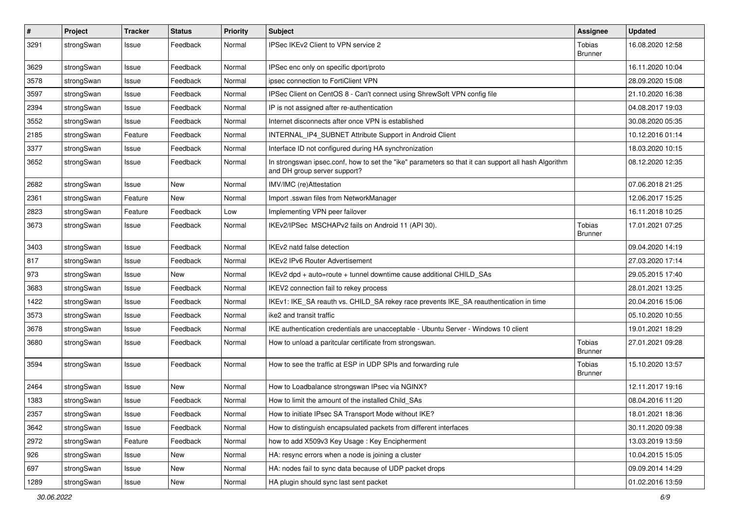| # | Project | Tracker | Status | Priority | Subject | Assignee | Updated |
|---|---|---|---|---|---|---|---|
| 3291 | strongSwan | Issue | Feedback | Normal | IPSec IKEv2 Client to VPN service 2 | Tobias Brunner | 16.08.2020 12:58 |
| 3629 | strongSwan | Issue | Feedback | Normal | IPSec enc only on specific dport/proto | | 16.11.2020 10:04 |
| 3578 | strongSwan | Issue | Feedback | Normal | ipsec connection to FortiClient VPN | | 28.09.2020 15:08 |
| 3597 | strongSwan | Issue | Feedback | Normal | IPSec Client on CentOS 8 - Can't connect using ShrewSoft VPN config file | | 21.10.2020 16:38 |
| 2394 | strongSwan | Issue | Feedback | Normal | IP is not assigned after re-authentication | | 04.08.2017 19:03 |
| 3552 | strongSwan | Issue | Feedback | Normal | Internet disconnects after once VPN is established | | 30.08.2020 05:35 |
| 2185 | strongSwan | Feature | Feedback | Normal | INTERNAL_IP4_SUBNET Attribute Support in Android Client | | 10.12.2016 01:14 |
| 3377 | strongSwan | Issue | Feedback | Normal | Interface ID not configured during HA synchronization | | 18.03.2020 10:15 |
| 3652 | strongSwan | Issue | Feedback | Normal | In strongswan ipsec.conf, how to set the "ike" parameters so that it can support all hash Algorithm and DH group server support? | | 08.12.2020 12:35 |
| 2682 | strongSwan | Issue | New | Normal | IMV/IMC (re)Attestation | | 07.06.2018 21:25 |
| 2361 | strongSwan | Feature | New | Normal | Import .sswan files from NetworkManager | | 12.06.2017 15:25 |
| 2823 | strongSwan | Feature | Feedback | Low | Implementing VPN peer failover | | 16.11.2018 10:25 |
| 3673 | strongSwan | Issue | Feedback | Normal | IKEv2/IPSec MSCHAPv2 fails on Android 11 (API 30). | Tobias Brunner | 17.01.2021 07:25 |
| 3403 | strongSwan | Issue | Feedback | Normal | IKEv2 natd false detection | | 09.04.2020 14:19 |
| 817 | strongSwan | Issue | Feedback | Normal | IKEv2 IPv6 Router Advertisement | | 27.03.2020 17:14 |
| 973 | strongSwan | Issue | New | Normal | IKEv2 dpd + auto=route + tunnel downtime cause additional CHILD_SAs | | 29.05.2015 17:40 |
| 3683 | strongSwan | Issue | Feedback | Normal | IKEV2 connection fail to rekey process | | 28.01.2021 13:25 |
| 1422 | strongSwan | Issue | Feedback | Normal | IKEv1: IKE_SA reauth vs. CHILD_SA rekey race prevents IKE_SA reauthentication in time | | 20.04.2016 15:06 |
| 3573 | strongSwan | Issue | Feedback | Normal | ike2 and transit traffic | | 05.10.2020 10:55 |
| 3678 | strongSwan | Issue | Feedback | Normal | IKE authentication credentials are unacceptable - Ubuntu Server - Windows 10 client | | 19.01.2021 18:29 |
| 3680 | strongSwan | Issue | Feedback | Normal | How to unload a paritcular certificate from strongswan. | Tobias Brunner | 27.01.2021 09:28 |
| 3594 | strongSwan | Issue | Feedback | Normal | How to see the traffic at ESP in UDP SPIs and forwarding rule | Tobias Brunner | 15.10.2020 13:57 |
| 2464 | strongSwan | Issue | New | Normal | How to Loadbalance strongswan IPsec via NGINX? | | 12.11.2017 19:16 |
| 1383 | strongSwan | Issue | Feedback | Normal | How to limit the amount of the installed Child_SAs | | 08.04.2016 11:20 |
| 2357 | strongSwan | Issue | Feedback | Normal | How to initiate IPsec SA Transport Mode without IKE? | | 18.01.2021 18:36 |
| 3642 | strongSwan | Issue | Feedback | Normal | How to distinguish encapsulated packets from different interfaces | | 30.11.2020 09:38 |
| 2972 | strongSwan | Feature | Feedback | Normal | how to add X509v3 Key Usage : Key Encipherment | | 13.03.2019 13:59 |
| 926 | strongSwan | Issue | New | Normal | HA: resync errors when a node is joining a cluster | | 10.04.2015 15:05 |
| 697 | strongSwan | Issue | New | Normal | HA: nodes fail to sync data because of UDP packet drops | | 09.09.2014 14:29 |
| 1289 | strongSwan | Issue | New | Normal | HA plugin should sync last sent packet | | 01.02.2016 13:59 |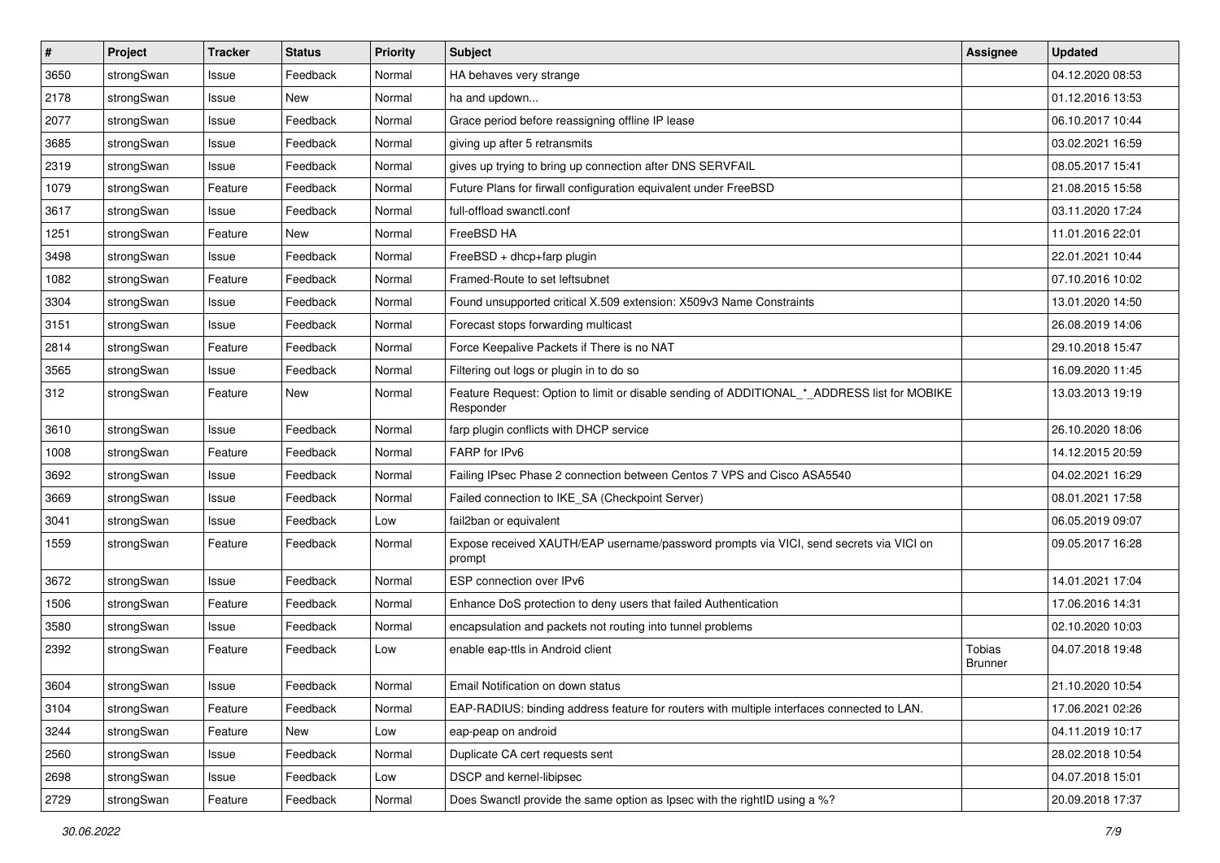| # | Project | Tracker | Status | Priority | Subject | Assignee | Updated |
| --- | --- | --- | --- | --- | --- | --- | --- |
| 3650 | strongSwan | Issue | Feedback | Normal | HA behaves very strange | | 04.12.2020 08:53 |
| 2178 | strongSwan | Issue | New | Normal | ha and updown... | | 01.12.2016 13:53 |
| 2077 | strongSwan | Issue | Feedback | Normal | Grace period before reassigning offline IP lease | | 06.10.2017 10:44 |
| 3685 | strongSwan | Issue | Feedback | Normal | giving up after 5 retransmits | | 03.02.2021 16:59 |
| 2319 | strongSwan | Issue | Feedback | Normal | gives up trying to bring up connection after DNS SERVFAIL | | 08.05.2017 15:41 |
| 1079 | strongSwan | Feature | Feedback | Normal | Future Plans for firwall configuration equivalent under FreeBSD | | 21.08.2015 15:58 |
| 3617 | strongSwan | Issue | Feedback | Normal | full-offload swanctl.conf | | 03.11.2020 17:24 |
| 1251 | strongSwan | Feature | New | Normal | FreeBSD HA | | 11.01.2016 22:01 |
| 3498 | strongSwan | Issue | Feedback | Normal | FreeBSD + dhcp+farp plugin | | 22.01.2021 10:44 |
| 1082 | strongSwan | Feature | Feedback | Normal | Framed-Route to set leftsubnet | | 07.10.2016 10:02 |
| 3304 | strongSwan | Issue | Feedback | Normal | Found unsupported critical X.509 extension: X509v3 Name Constraints | | 13.01.2020 14:50 |
| 3151 | strongSwan | Issue | Feedback | Normal | Forecast stops forwarding multicast | | 26.08.2019 14:06 |
| 2814 | strongSwan | Feature | Feedback | Normal | Force Keepalive Packets if There is no NAT | | 29.10.2018 15:47 |
| 3565 | strongSwan | Issue | Feedback | Normal | Filtering out logs or plugin in to do so | | 16.09.2020 11:45 |
| 312 | strongSwan | Feature | New | Normal | Feature Request: Option to limit or disable sending of ADDITIONAL_*_ADDRESS list for MOBIKE Responder | | 13.03.2013 19:19 |
| 3610 | strongSwan | Issue | Feedback | Normal | farp plugin conflicts with DHCP service | | 26.10.2020 18:06 |
| 1008 | strongSwan | Feature | Feedback | Normal | FARP for IPv6 | | 14.12.2015 20:59 |
| 3692 | strongSwan | Issue | Feedback | Normal | Failing IPsec Phase 2 connection between Centos 7 VPS and Cisco ASA5540 | | 04.02.2021 16:29 |
| 3669 | strongSwan | Issue | Feedback | Normal | Failed connection to IKE_SA (Checkpoint Server) | | 08.01.2021 17:58 |
| 3041 | strongSwan | Issue | Feedback | Low | fail2ban or equivalent | | 06.05.2019 09:07 |
| 1559 | strongSwan | Feature | Feedback | Normal | Expose received XAUTH/EAP username/password prompts via VICI, send secrets via VICI on prompt | | 09.05.2017 16:28 |
| 3672 | strongSwan | Issue | Feedback | Normal | ESP connection over IPv6 | | 14.01.2021 17:04 |
| 1506 | strongSwan | Feature | Feedback | Normal | Enhance DoS protection to deny users that failed Authentication | | 17.06.2016 14:31 |
| 3580 | strongSwan | Issue | Feedback | Normal | encapsulation and packets not routing into tunnel problems | | 02.10.2020 10:03 |
| 2392 | strongSwan | Feature | Feedback | Low | enable eap-ttls in Android client | Tobias Brunner | 04.07.2018 19:48 |
| 3604 | strongSwan | Issue | Feedback | Normal | Email Notification on down status | | 21.10.2020 10:54 |
| 3104 | strongSwan | Feature | Feedback | Normal | EAP-RADIUS: binding address feature for routers with multiple interfaces connected to LAN. | | 17.06.2021 02:26 |
| 3244 | strongSwan | Feature | New | Low | eap-peap on android | | 04.11.2019 10:17 |
| 2560 | strongSwan | Issue | Feedback | Normal | Duplicate CA cert requests sent | | 28.02.2018 10:54 |
| 2698 | strongSwan | Issue | Feedback | Low | DSCP and kernel-libipsec | | 04.07.2018 15:01 |
| 2729 | strongSwan | Feature | Feedback | Normal | Does Swanctl provide the same option as Ipsec with the rightID using a %? | | 20.09.2018 17:37 |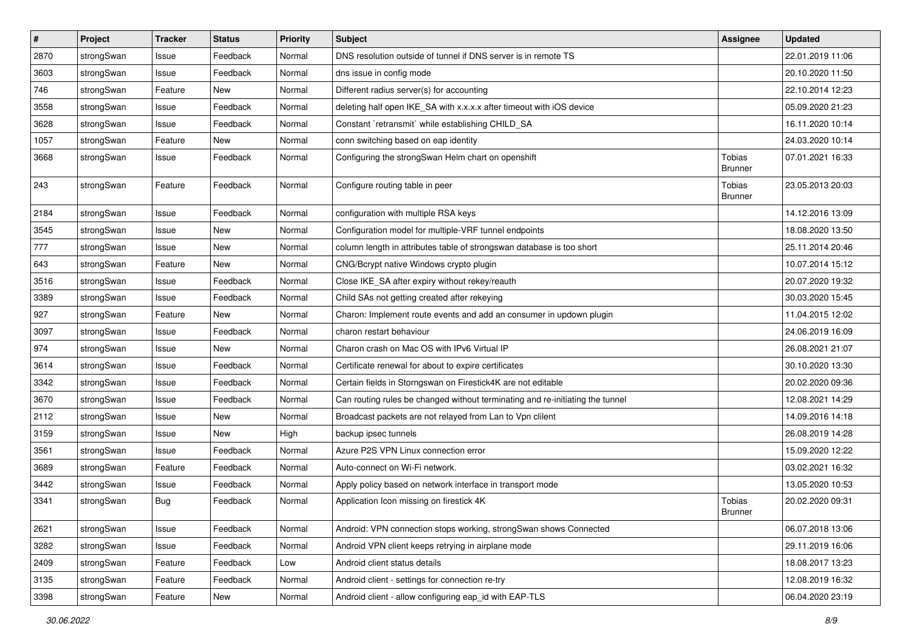| # | Project | Tracker | Status | Priority | Subject | Assignee | Updated |
|---|---|---|---|---|---|---|---|
| 2870 | strongSwan | Issue | Feedback | Normal | DNS resolution outside of tunnel if DNS server is in remote TS | | 22.01.2019 11:06 |
| 3603 | strongSwan | Issue | Feedback | Normal | dns issue in config mode | | 20.10.2020 11:50 |
| 746 | strongSwan | Feature | New | Normal | Different radius server(s) for accounting | | 22.10.2014 12:23 |
| 3558 | strongSwan | Issue | Feedback | Normal | deleting half open IKE_SA with x.x.x.x after timeout with iOS device | | 05.09.2020 21:23 |
| 3628 | strongSwan | Issue | Feedback | Normal | Constant `retransmit` while establishing CHILD_SA | | 16.11.2020 10:14 |
| 1057 | strongSwan | Feature | New | Normal | conn switching based on eap identity | | 24.03.2020 10:14 |
| 3668 | strongSwan | Issue | Feedback | Normal | Configuring the strongSwan Helm chart on openshift | Tobias Brunner | 07.01.2021 16:33 |
| 243 | strongSwan | Feature | Feedback | Normal | Configure routing table in peer | Tobias Brunner | 23.05.2013 20:03 |
| 2184 | strongSwan | Issue | Feedback | Normal | configuration with multiple RSA keys | | 14.12.2016 13:09 |
| 3545 | strongSwan | Issue | New | Normal | Configuration model for multiple-VRF tunnel endpoints | | 18.08.2020 13:50 |
| 777 | strongSwan | Issue | New | Normal | column length in attributes table of strongswan database is too short | | 25.11.2014 20:46 |
| 643 | strongSwan | Feature | New | Normal | CNG/Bcrypt native Windows crypto plugin | | 10.07.2014 15:12 |
| 3516 | strongSwan | Issue | Feedback | Normal | Close IKE_SA after expiry without rekey/reauth | | 20.07.2020 19:32 |
| 3389 | strongSwan | Issue | Feedback | Normal | Child SAs not getting created after rekeying | | 30.03.2020 15:45 |
| 927 | strongSwan | Feature | New | Normal | Charon: Implement route events and add an consumer in updown plugin | | 11.04.2015 12:02 |
| 3097 | strongSwan | Issue | Feedback | Normal | charon restart behaviour | | 24.06.2019 16:09 |
| 974 | strongSwan | Issue | New | Normal | Charon crash on Mac OS with IPv6 Virtual IP | | 26.08.2021 21:07 |
| 3614 | strongSwan | Issue | Feedback | Normal | Certificate renewal for about to expire certificates | | 30.10.2020 13:30 |
| 3342 | strongSwan | Issue | Feedback | Normal | Certain fields in Storngswan on Firestick4K are not editable | | 20.02.2020 09:36 |
| 3670 | strongSwan | Issue | Feedback | Normal | Can routing rules be changed without terminating and re-initiating the tunnel | | 12.08.2021 14:29 |
| 2112 | strongSwan | Issue | New | Normal | Broadcast packets are not relayed from Lan to Vpn clilent | | 14.09.2016 14:18 |
| 3159 | strongSwan | Issue | New | High | backup ipsec tunnels | | 26.08.2019 14:28 |
| 3561 | strongSwan | Issue | Feedback | Normal | Azure P2S VPN Linux connection error | | 15.09.2020 12:22 |
| 3689 | strongSwan | Feature | Feedback | Normal | Auto-connect on Wi-Fi network. | | 03.02.2021 16:32 |
| 3442 | strongSwan | Issue | Feedback | Normal | Apply policy based on network interface in transport mode | | 13.05.2020 10:53 |
| 3341 | strongSwan | Bug | Feedback | Normal | Application Icon missing on firestick 4K | Tobias Brunner | 20.02.2020 09:31 |
| 2621 | strongSwan | Issue | Feedback | Normal | Android: VPN connection stops working, strongSwan shows Connected | | 06.07.2018 13:06 |
| 3282 | strongSwan | Issue | Feedback | Normal | Android VPN client keeps retrying in airplane mode | | 29.11.2019 16:06 |
| 2409 | strongSwan | Feature | Feedback | Low | Android client status details | | 18.08.2017 13:23 |
| 3135 | strongSwan | Feature | Feedback | Normal | Android client - settings for connection re-try | | 12.08.2019 16:32 |
| 3398 | strongSwan | Feature | New | Normal | Android client - allow configuring eap_id with EAP-TLS | | 06.04.2020 23:19 |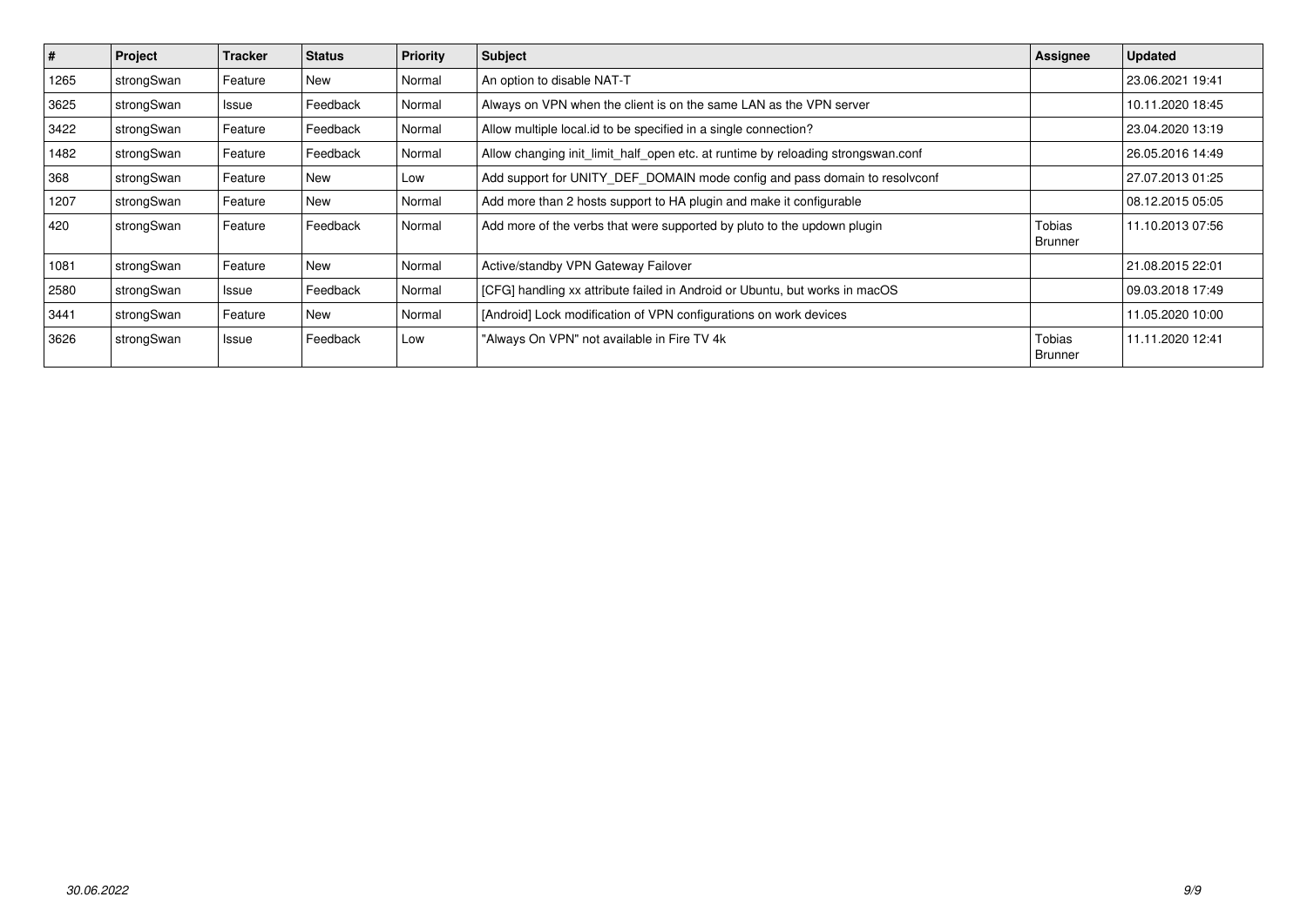| # | Project | Tracker | Status | Priority | Subject | Assignee | Updated |
|---|---|---|---|---|---|---|---|
| 1265 | strongSwan | Feature | New | Normal | An option to disable NAT-T | | 23.06.2021 19:41 |
| 3625 | strongSwan | Issue | Feedback | Normal | Always on VPN when the client is on the same LAN as the VPN server | | 10.11.2020 18:45 |
| 3422 | strongSwan | Feature | Feedback | Normal | Allow multiple local.id to be specified in a single connection? | | 23.04.2020 13:19 |
| 1482 | strongSwan | Feature | Feedback | Normal | Allow changing init_limit_half_open etc. at runtime by reloading strongswan.conf | | 26.05.2016 14:49 |
| 368 | strongSwan | Feature | New | Low | Add support for UNITY_DEF_DOMAIN mode config and pass domain to resolvconf | | 27.07.2013 01:25 |
| 1207 | strongSwan | Feature | New | Normal | Add more than 2 hosts support to HA plugin and make it configurable | | 08.12.2015 05:05 |
| 420 | strongSwan | Feature | Feedback | Normal | Add more of the verbs that were supported by pluto to the updown plugin | Tobias Brunner | 11.10.2013 07:56 |
| 1081 | strongSwan | Feature | New | Normal | Active/standby VPN Gateway Failover | | 21.08.2015 22:01 |
| 2580 | strongSwan | Issue | Feedback | Normal | [CFG] handling xx attribute failed in Android or Ubuntu, but works in macOS | | 09.03.2018 17:49 |
| 3441 | strongSwan | Feature | New | Normal | [Android] Lock modification of VPN configurations on work devices | | 11.05.2020 10:00 |
| 3626 | strongSwan | Issue | Feedback | Low | "Always On VPN" not available in Fire TV 4k | Tobias Brunner | 11.11.2020 12:41 |